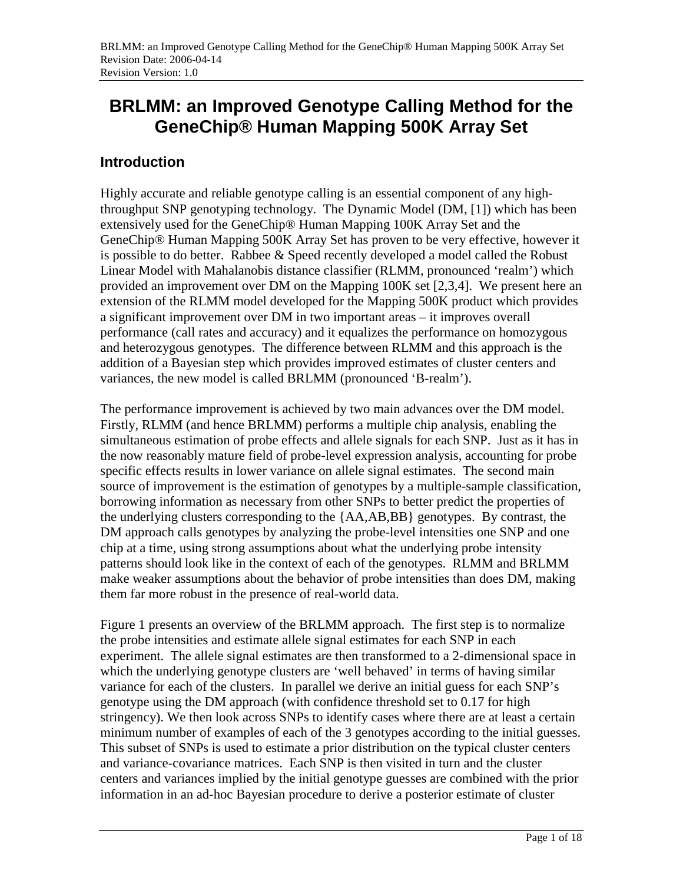# BRLMM: an Improved Genotype Calling Method for the GeneChip® Human Mapping 500K Array Set

## Introduction

Highly accurate and reliable genotype calling is an essential component of any high-throughput SNP genotyping technology. The Dynamic Model (DM, [1]) which has been extensively used for the GeneChip® Human Mapping 100K Array Set and the GeneChip® Human Mapping 500K Array Set has proven to be very effective, however it is possible to do better. Rabbee & Speed recently developed a model called the Robust Linear Model with Mahalanobis distance classifier (RLMM, pronounced 'realm') which provided an improvement over DM on the Mapping 100K set [2,3,4]. We present here an extension of the RLMM model developed for the Mapping 500K product which provides a significant improvement over DM in two important areas – it improves overall performance (call rates and accuracy) and it equalizes the performance on homozygous and heterozygous genotypes. The difference between RLMM and this approach is the addition of a Bayesian step which provides improved estimates of cluster centers and variances, the new model is called BRLMM (pronounced 'B-realm').

The performance improvement is achieved by two main advances over the DM model. Firstly, RLMM (and hence BRLMM) performs a multiple chip analysis, enabling the simultaneous estimation of probe effects and allele signals for each SNP. Just as it has in the now reasonably mature field of probe-level expression analysis, accounting for probe specific effects results in lower variance on allele signal estimates. The second main source of improvement is the estimation of genotypes by a multiple-sample classification, borrowing information as necessary from other SNPs to better predict the properties of the underlying clusters corresponding to the {AA,AB,BB} genotypes. By contrast, the DM approach calls genotypes by analyzing the probe-level intensities one SNP and one chip at a time, using strong assumptions about what the underlying probe intensity patterns should look like in the context of each of the genotypes. RLMM and BRLMM make weaker assumptions about the behavior of probe intensities than does DM, making them far more robust in the presence of real-world data.

Figure 1 presents an overview of the BRLMM approach. The first step is to normalize the probe intensities and estimate allele signal estimates for each SNP in each experiment. The allele signal estimates are then transformed to a 2-dimensional space in which the underlying genotype clusters are 'well behaved' in terms of having similar variance for each of the clusters. In parallel we derive an initial guess for each SNP's genotype using the DM approach (with confidence threshold set to 0.17 for high stringency). We then look across SNPs to identify cases where there are at least a certain minimum number of examples of each of the 3 genotypes according to the initial guesses. This subset of SNPs is used to estimate a prior distribution on the typical cluster centers and variance-covariance matrices. Each SNP is then visited in turn and the cluster centers and variances implied by the initial genotype guesses are combined with the prior information in an ad-hoc Bayesian procedure to derive a posterior estimate of cluster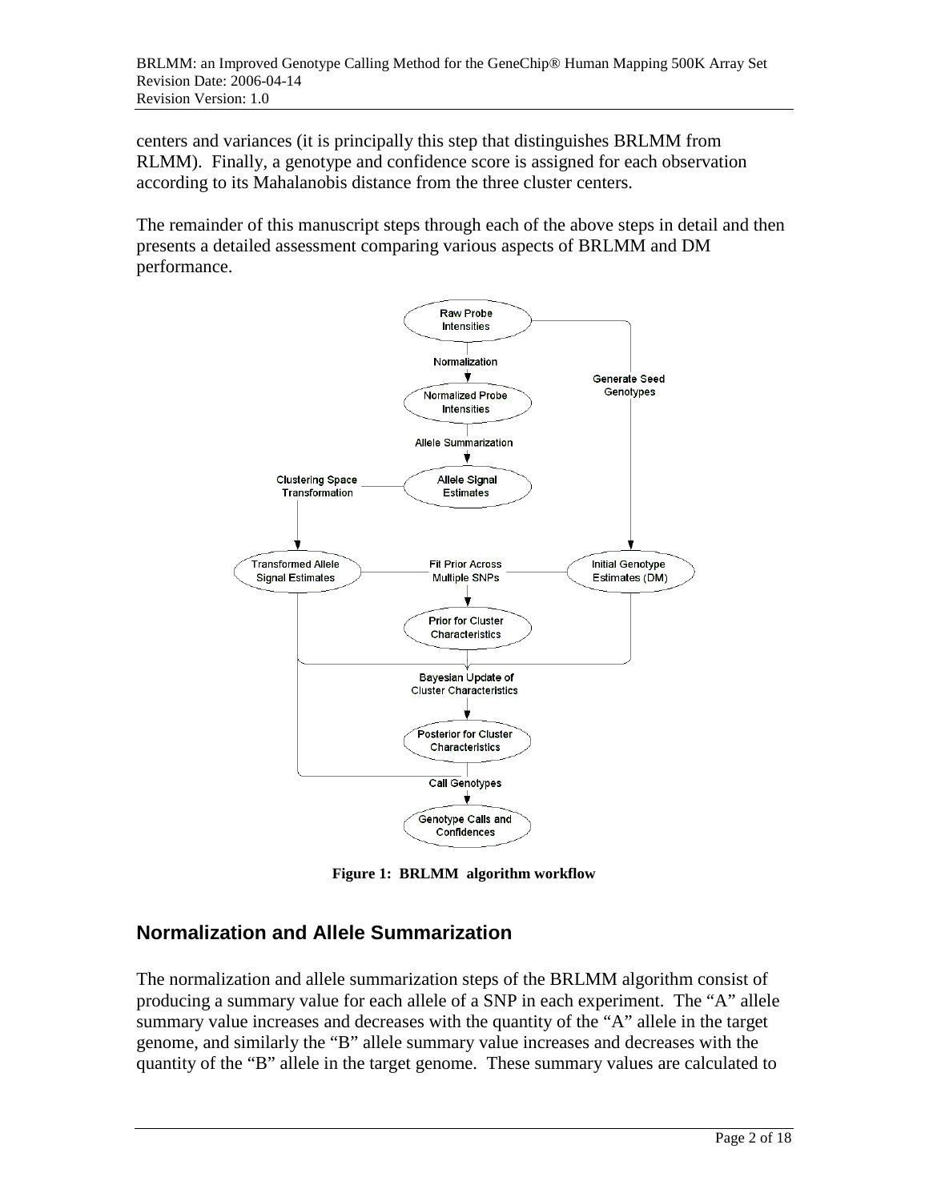centers and variances (it is principally this step that distinguishes BRLMM from RLMM). Finally, a genotype and confidence score is assigned for each observation according to its Mahalanobis distance from the three cluster centers.

The remainder of this manuscript steps through each of the above steps in detail and then presents a detailed assessment comparing various aspects of BRLMM and DM performance.

**Figure 1: BRLMM algorithm workflow**

## Normalization and Allele Summarization

The normalization and allele summarization steps of the BRLMM algorithm consist of producing a summary value for each allele of a SNP in each experiment. The “A” allele summary value increases and decreases with the quantity of the “A” allele in the target genome, and similarly the “B” allele summary value increases and decreases with the quantity of the “B” allele in the target genome. These summary values are calculated to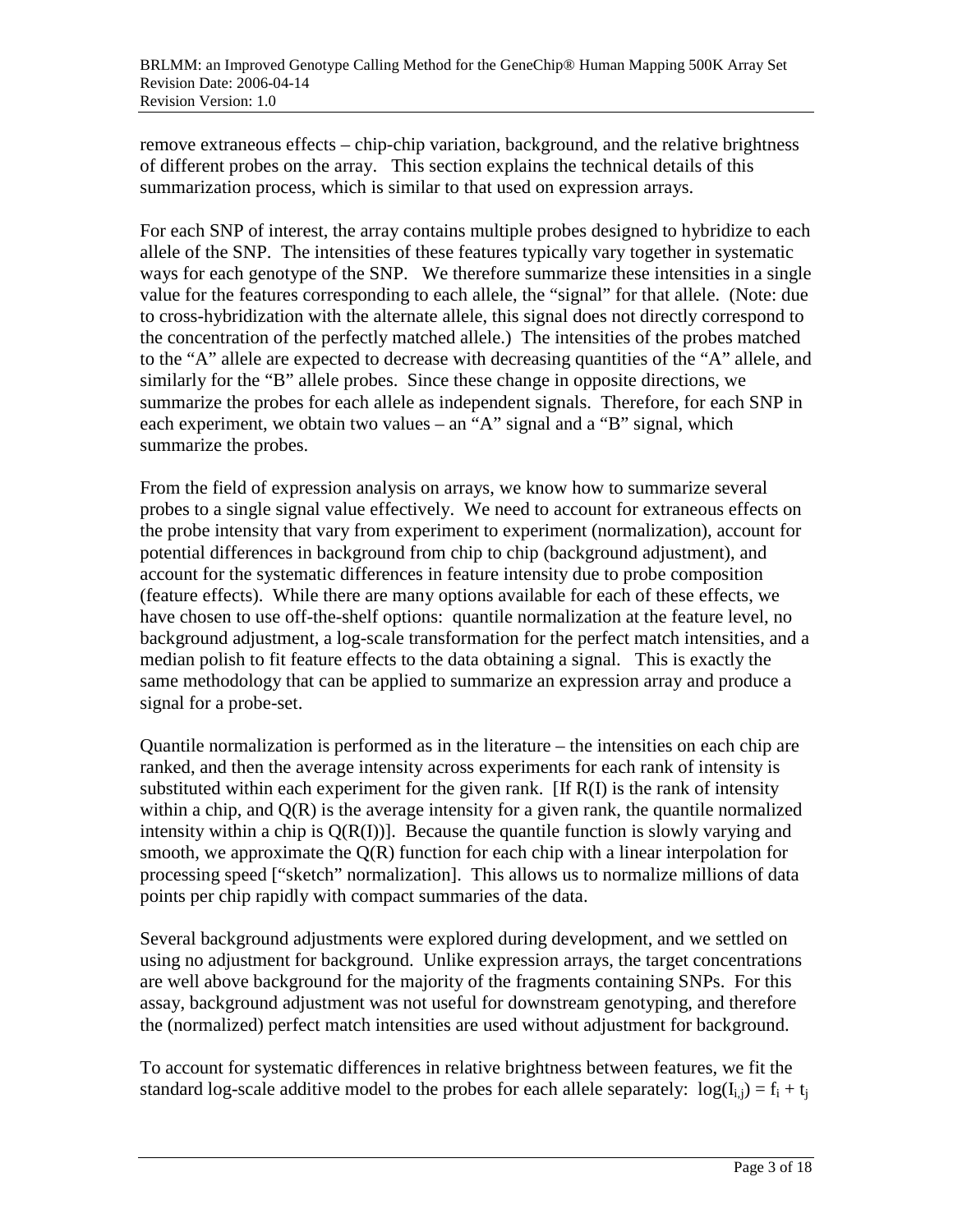remove extraneous effects – chip-chip variation, background, and the relative brightness of different probes on the array. This section explains the technical details of this summarization process, which is similar to that used on expression arrays.

For each SNP of interest, the array contains multiple probes designed to hybridize to each allele of the SNP. The intensities of these features typically vary together in systematic ways for each genotype of the SNP. We therefore summarize these intensities in a single value for the features corresponding to each allele, the "signal" for that allele. (Note: due to cross-hybridization with the alternate allele, this signal does not directly correspond to the concentration of the perfectly matched allele.) The intensities of the probes matched to the "A" allele are expected to decrease with decreasing quantities of the "A" allele, and similarly for the "B" allele probes. Since these change in opposite directions, we summarize the probes for each allele as independent signals. Therefore, for each SNP in each experiment, we obtain two values – an "A" signal and a "B" signal, which summarize the probes.

From the field of expression analysis on arrays, we know how to summarize several probes to a single signal value effectively. We need to account for extraneous effects on the probe intensity that vary from experiment to experiment (normalization), account for potential differences in background from chip to chip (background adjustment), and account for the systematic differences in feature intensity due to probe composition (feature effects). While there are many options available for each of these effects, we have chosen to use off-the-shelf options: quantile normalization at the feature level, no background adjustment, a log-scale transformation for the perfect match intensities, and a median polish to fit feature effects to the data obtaining a signal. This is exactly the same methodology that can be applied to summarize an expression array and produce a signal for a probe-set.

Quantile normalization is performed as in the literature – the intensities on each chip are ranked, and then the average intensity across experiments for each rank of intensity is substituted within each experiment for the given rank. [If $R(I)$ is the rank of intensity within a chip, and $Q(R)$ is the average intensity for a given rank, the quantile normalized intensity within a chip is $Q(R(I))$]. Because the quantile function is slowly varying and smooth, we approximate the $Q(R)$ function for each chip with a linear interpolation for processing speed ["sketch" normalization]. This allows us to normalize millions of data points per chip rapidly with compact summaries of the data.

Several background adjustments were explored during development, and we settled on using no adjustment for background. Unlike expression arrays, the target concentrations are well above background for the majority of the fragments containing SNPs. For this assay, background adjustment was not useful for downstream genotyping, and therefore the (normalized) perfect match intensities are used without adjustment for background.

To account for systematic differences in relative brightness between features, we fit the standard log-scale additive model to the probes for each allele separately: $\log(I_{i,j}) = f_i + t_j$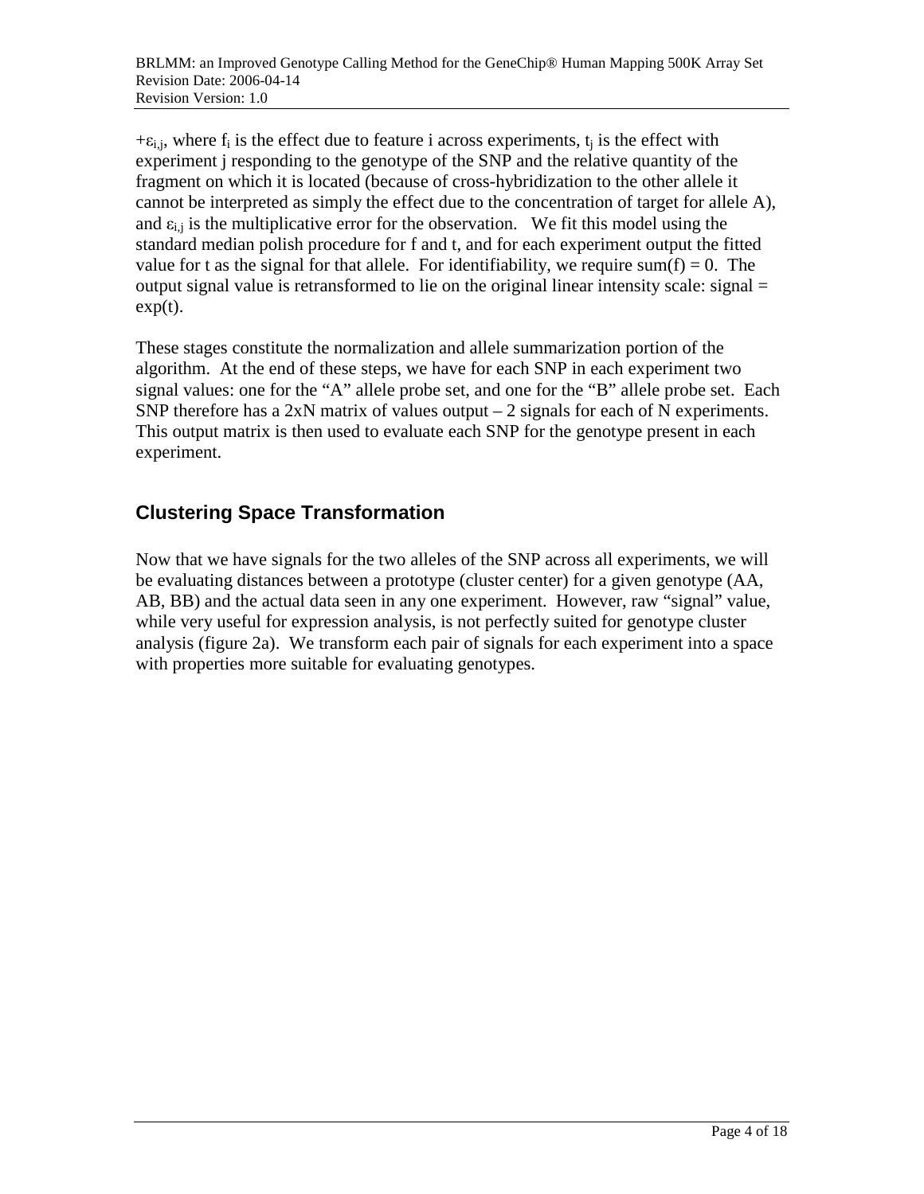$+\varepsilon_{i,j}$, where $f_i$ is the effect due to feature i across experiments, $t_j$ is the effect with experiment j responding to the genotype of the SNP and the relative quantity of the fragment on which it is located (because of cross-hybridization to the other allele it cannot be interpreted as simply the effect due to the concentration of target for allele A), and $\varepsilon_{i,j}$ is the multiplicative error for the observation. We fit this model using the standard median polish procedure for f and t, and for each experiment output the fitted value for t as the signal for that allele. For identifiability, we require sum(f) = 0. The output signal value is retransformed to lie on the original linear intensity scale: signal = exp(t).

These stages constitute the normalization and allele summarization portion of the algorithm. At the end of these steps, we have for each SNP in each experiment two signal values: one for the "A" allele probe set, and one for the "B" allele probe set. Each SNP therefore has a 2xN matrix of values output – 2 signals for each of N experiments. This output matrix is then used to evaluate each SNP for the genotype present in each experiment.

## Clustering Space Transformation

Now that we have signals for the two alleles of the SNP across all experiments, we will be evaluating distances between a prototype (cluster center) for a given genotype (AA, AB, BB) and the actual data seen in any one experiment. However, raw "signal" value, while very useful for expression analysis, is not perfectly suited for genotype cluster analysis (figure 2a). We transform each pair of signals for each experiment into a space with properties more suitable for evaluating genotypes.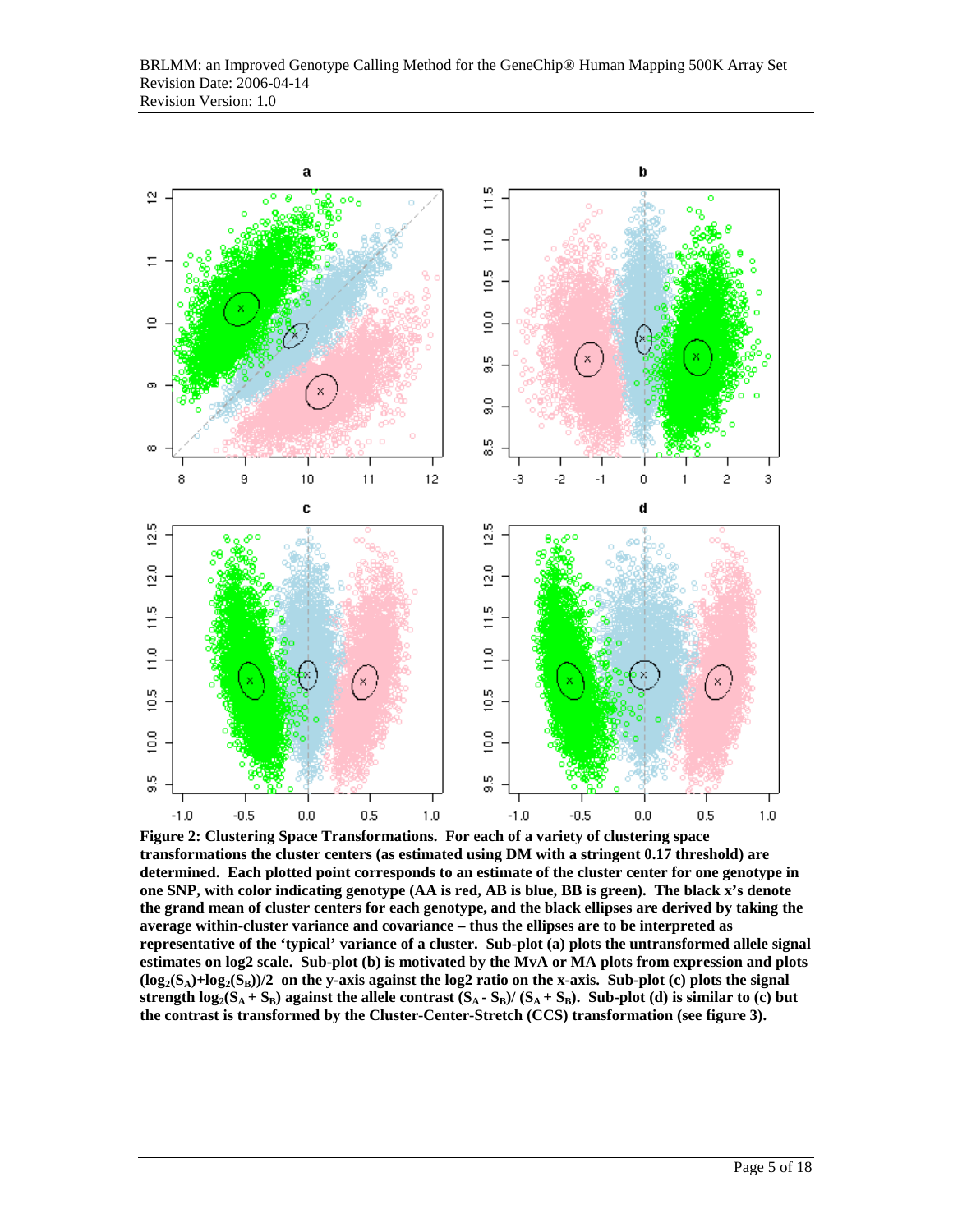**Figure 2: Clustering Space Transformations. For each of a variety of clustering space transformations the cluster centers (as estimated using DM with a stringent 0.17 threshold) are determined. Each plotted point corresponds to an estimate of the cluster center for one genotype in one SNP, with color indicating genotype (AA is red, AB is blue, BB is green). The black x's denote the grand mean of cluster centers for each genotype, and the black ellipses are derived by taking the average within-cluster variance and covariance – thus the ellipses are to be interpreted as representative of the 'typical' variance of a cluster. Sub-plot (a) plots the untransformed allele signal estimates on log2 scale. Sub-plot (b) is motivated by the MvA or MA plots from expression and plots $(\log_2(S_A)+\log_2(S_B))/2$ on the y-axis against the log2 ratio on the x-axis. Sub-plot (c) plots the signal strength $\log_2(S_A + S_B)$ against the allele contrast $(S_A - S_B)/(S_A + S_B)$. Sub-plot (d) is similar to (c) but the contrast is transformed by the Cluster-Center-Stretch (CCS) transformation (see figure 3).**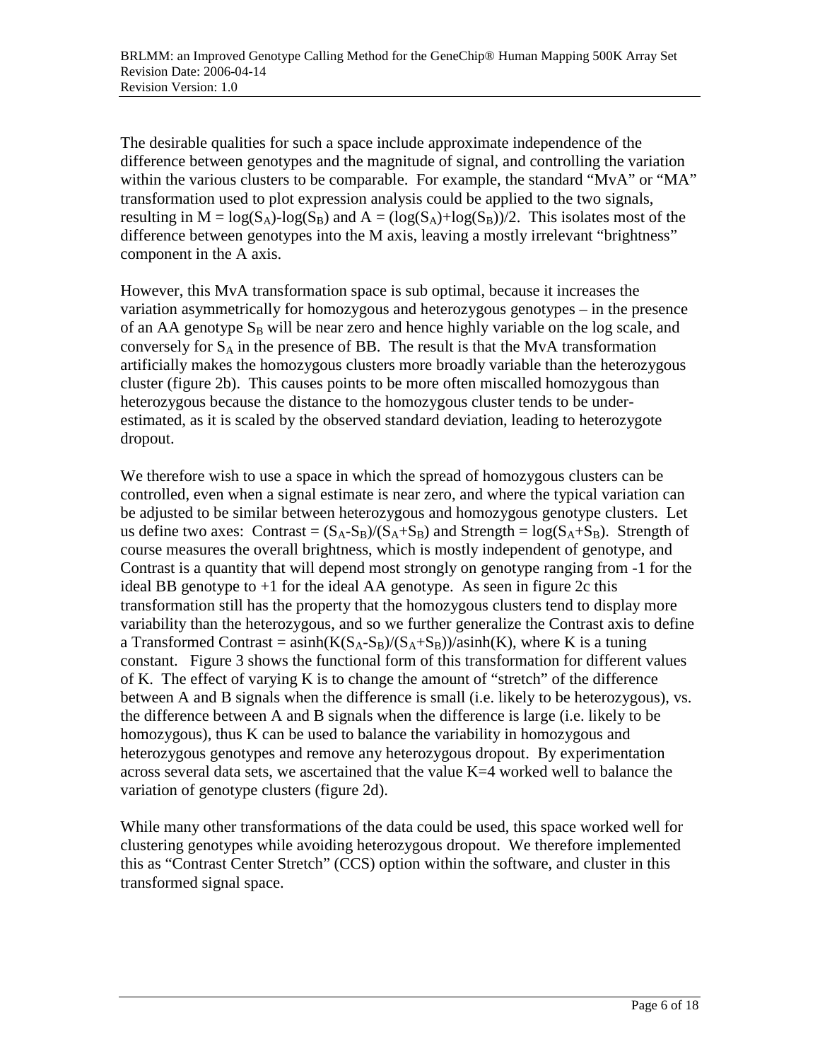The desirable qualities for such a space include approximate independence of the difference between genotypes and the magnitude of signal, and controlling the variation within the various clusters to be comparable. For example, the standard "MvA" or "MA" transformation used to plot expression analysis could be applied to the two signals, resulting in $M = \log(S_A)-\log(S_B)$ and $A = (\log(S_A)+\log(S_B))/2$. This isolates most of the difference between genotypes into the M axis, leaving a mostly irrelevant "brightness" component in the A axis.

However, this MvA transformation space is sub optimal, because it increases the variation asymmetrically for homozygous and heterozygous genotypes – in the presence of an AA genotype $S_B$ will be near zero and hence highly variable on the log scale, and conversely for $S_A$ in the presence of BB. The result is that the MvA transformation artificially makes the homozygous clusters more broadly variable than the heterozygous cluster (figure 2b). This causes points to be more often miscalled homozygous than heterozygous because the distance to the homozygous cluster tends to be under-estimated, as it is scaled by the observed standard deviation, leading to heterozygote dropout.

We therefore wish to use a space in which the spread of homozygous clusters can be controlled, even when a signal estimate is near zero, and where the typical variation can be adjusted to be similar between heterozygous and homozygous genotype clusters. Let us define two axes: Contrast = $(S_A-S_B)/(S_A+S_B)$ and Strength = $\log(S_A+S_B)$. Strength of course measures the overall brightness, which is mostly independent of genotype, and Contrast is a quantity that will depend most strongly on genotype ranging from -1 for the ideal BB genotype to +1 for the ideal AA genotype. As seen in figure 2c this transformation still has the property that the homozygous clusters tend to display more variability than the heterozygous, and so we further generalize the Contrast axis to define a Transformed Contrast = $\mathrm{asinh}(K(S_A-S_B)/(S_A+S_B))/\mathrm{asinh}(K)$, where K is a tuning constant. Figure 3 shows the functional form of this transformation for different values of K. The effect of varying K is to change the amount of "stretch" of the difference between A and B signals when the difference is small (i.e. likely to be heterozygous), vs. the difference between A and B signals when the difference is large (i.e. likely to be homozygous), thus K can be used to balance the variability in homozygous and heterozygous genotypes and remove any heterozygous dropout. By experimentation across several data sets, we ascertained that the value K=4 worked well to balance the variation of genotype clusters (figure 2d).

While many other transformations of the data could be used, this space worked well for clustering genotypes while avoiding heterozygous dropout. We therefore implemented this as "Contrast Center Stretch" (CCS) option within the software, and cluster in this transformed signal space.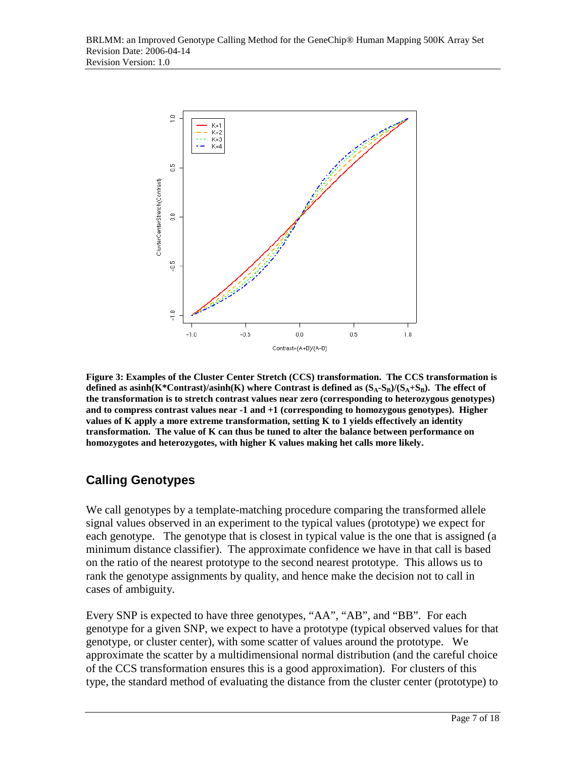**Figure 3: Examples of the Cluster Center Stretch (CCS) transformation. The CCS transformation is defined as asinh(K*Contrast)/asinh(K) where Contrast is defined as $(S_A-S_B)/(S_A+S_B)$. The effect of the transformation is to stretch contrast values near zero (corresponding to heterozygous genotypes) and to compress contrast values near -1 and +1 (corresponding to homozygous genotypes). Higher values of K apply a more extreme transformation, setting K to 1 yields effectively an identity transformation. The value of K can thus be tuned to alter the balance between performance on homozygotes and heterozygotes, with higher K values making het calls more likely.**

## Calling Genotypes

We call genotypes by a template-matching procedure comparing the transformed allele signal values observed in an experiment to the typical values (prototype) we expect for each genotype. The genotype that is closest in typical value is the one that is assigned (a minimum distance classifier). The approximate confidence we have in that call is based on the ratio of the nearest prototype to the second nearest prototype. This allows us to rank the genotype assignments by quality, and hence make the decision not to call in cases of ambiguity.

Every SNP is expected to have three genotypes, "AA", "AB", and "BB". For each genotype for a given SNP, we expect to have a prototype (typical observed values for that genotype, or cluster center), with some scatter of values around the prototype. We approximate the scatter by a multidimensional normal distribution (and the careful choice of the CCS transformation ensures this is a good approximation). For clusters of this type, the standard method of evaluating the distance from the cluster center (prototype) to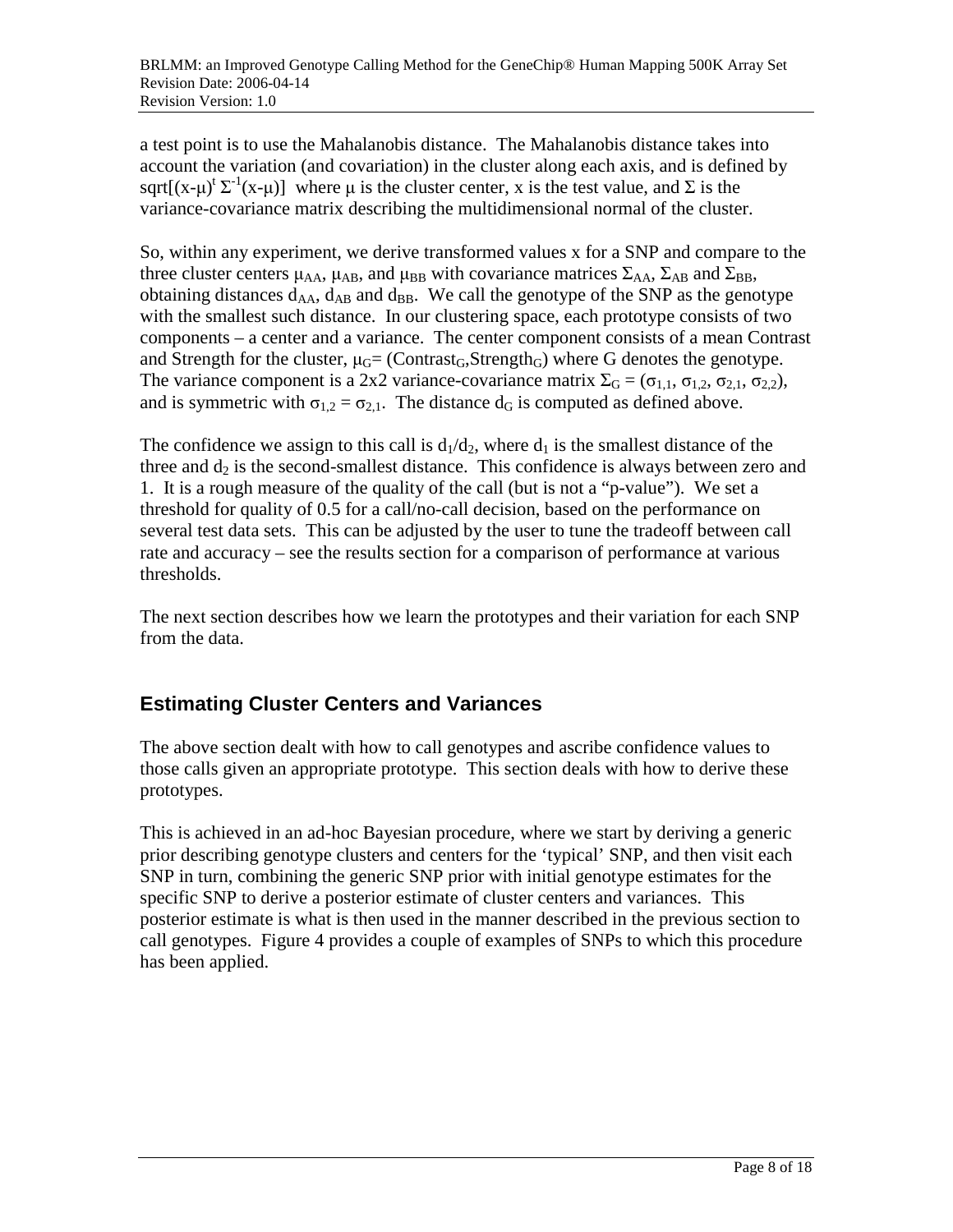a test point is to use the Mahalanobis distance. The Mahalanobis distance takes into account the variation (and covariation) in the cluster along each axis, and is defined by $\text{sqrt}[(x-\mu)^t \Sigma^{-1}(x-\mu)]$ where $\mu$ is the cluster center, x is the test value, and $\Sigma$ is the variance-covariance matrix describing the multidimensional normal of the cluster.

So, within any experiment, we derive transformed values x for a SNP and compare to the three cluster centers $\mu_{AA}$, $\mu_{AB}$, and $\mu_{BB}$ with covariance matrices $\Sigma_{AA}$, $\Sigma_{AB}$ and $\Sigma_{BB}$, obtaining distances $d_{AA}$, $d_{AB}$ and $d_{BB}$. We call the genotype of the SNP as the genotype with the smallest such distance. In our clustering space, each prototype consists of two components – a center and a variance. The center component consists of a mean Contrast and Strength for the cluster, $\mu_G = (\text{Contrast}_G, \text{Strength}_G)$ where G denotes the genotype. The variance component is a 2x2 variance-covariance matrix $\Sigma_G = (\sigma_{1,1}, \sigma_{1,2}, \sigma_{2,1}, \sigma_{2,2})$, and is symmetric with $\sigma_{1,2} = \sigma_{2,1}$. The distance $d_G$ is computed as defined above.

The confidence we assign to this call is $d_1/d_2$, where $d_1$ is the smallest distance of the three and $d_2$ is the second-smallest distance. This confidence is always between zero and 1. It is a rough measure of the quality of the call (but is not a "p-value"). We set a threshold for quality of 0.5 for a call/no-call decision, based on the performance on several test data sets. This can be adjusted by the user to tune the tradeoff between call rate and accuracy – see the results section for a comparison of performance at various thresholds.

The next section describes how we learn the prototypes and their variation for each SNP from the data.

## Estimating Cluster Centers and Variances

The above section dealt with how to call genotypes and ascribe confidence values to those calls given an appropriate prototype. This section deals with how to derive these prototypes.

This is achieved in an ad-hoc Bayesian procedure, where we start by deriving a generic prior describing genotype clusters and centers for the 'typical' SNP, and then visit each SNP in turn, combining the generic SNP prior with initial genotype estimates for the specific SNP to derive a posterior estimate of cluster centers and variances. This posterior estimate is what is then used in the manner described in the previous section to call genotypes. Figure 4 provides a couple of examples of SNPs to which this procedure has been applied.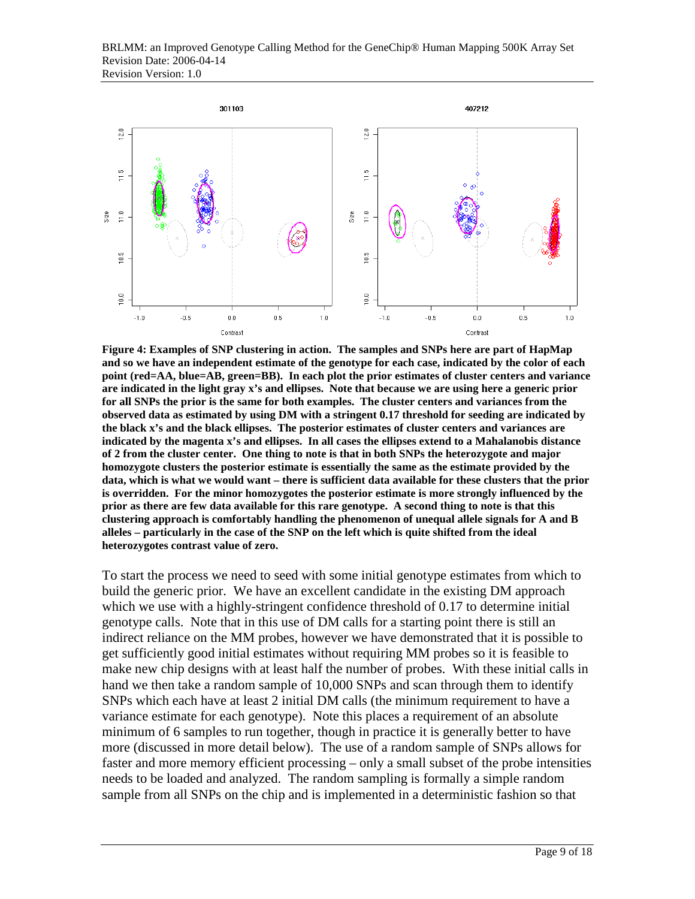**Figure 4: Examples of SNP clustering in action. The samples and SNPs here are part of HapMap and so we have an independent estimate of the genotype for each case, indicated by the color of each point (red=AA, blue=AB, green=BB). In each plot the prior estimates of cluster centers and variance are indicated in the light gray x's and ellipses. Note that because we are using here a generic prior for all SNPs the prior is the same for both examples. The cluster centers and variances from the observed data as estimated by using DM with a stringent 0.17 threshold for seeding are indicated by the black x's and the black ellipses. The posterior estimates of cluster centers and variances are indicated by the magenta x's and ellipses. In all cases the ellipses extend to a Mahalanobis distance of 2 from the cluster center. One thing to note is that in both SNPs the heterozygote and major homozygote clusters the posterior estimate is essentially the same as the estimate provided by the data, which is what we would want – there is sufficient data available for these clusters that the prior is overridden. For the minor homozygotes the posterior estimate is more strongly influenced by the prior as there are few data available for this rare genotype. A second thing to note is that this clustering approach is comfortably handling the phenomenon of unequal allele signals for A and B alleles – particularly in the case of the SNP on the left which is quite shifted from the ideal heterozygotes contrast value of zero.**

To start the process we need to seed with some initial genotype estimates from which to build the generic prior. We have an excellent candidate in the existing DM approach which we use with a highly-stringent confidence threshold of 0.17 to determine initial genotype calls. Note that in this use of DM calls for a starting point there is still an indirect reliance on the MM probes, however we have demonstrated that it is possible to get sufficiently good initial estimates without requiring MM probes so it is feasible to make new chip designs with at least half the number of probes. With these initial calls in hand we then take a random sample of 10,000 SNPs and scan through them to identify SNPs which each have at least 2 initial DM calls (the minimum requirement to have a variance estimate for each genotype). Note this places a requirement of an absolute minimum of 6 samples to run together, though in practice it is generally better to have more (discussed in more detail below). The use of a random sample of SNPs allows for faster and more memory efficient processing – only a small subset of the probe intensities needs to be loaded and analyzed. The random sampling is formally a simple random sample from all SNPs on the chip and is implemented in a deterministic fashion so that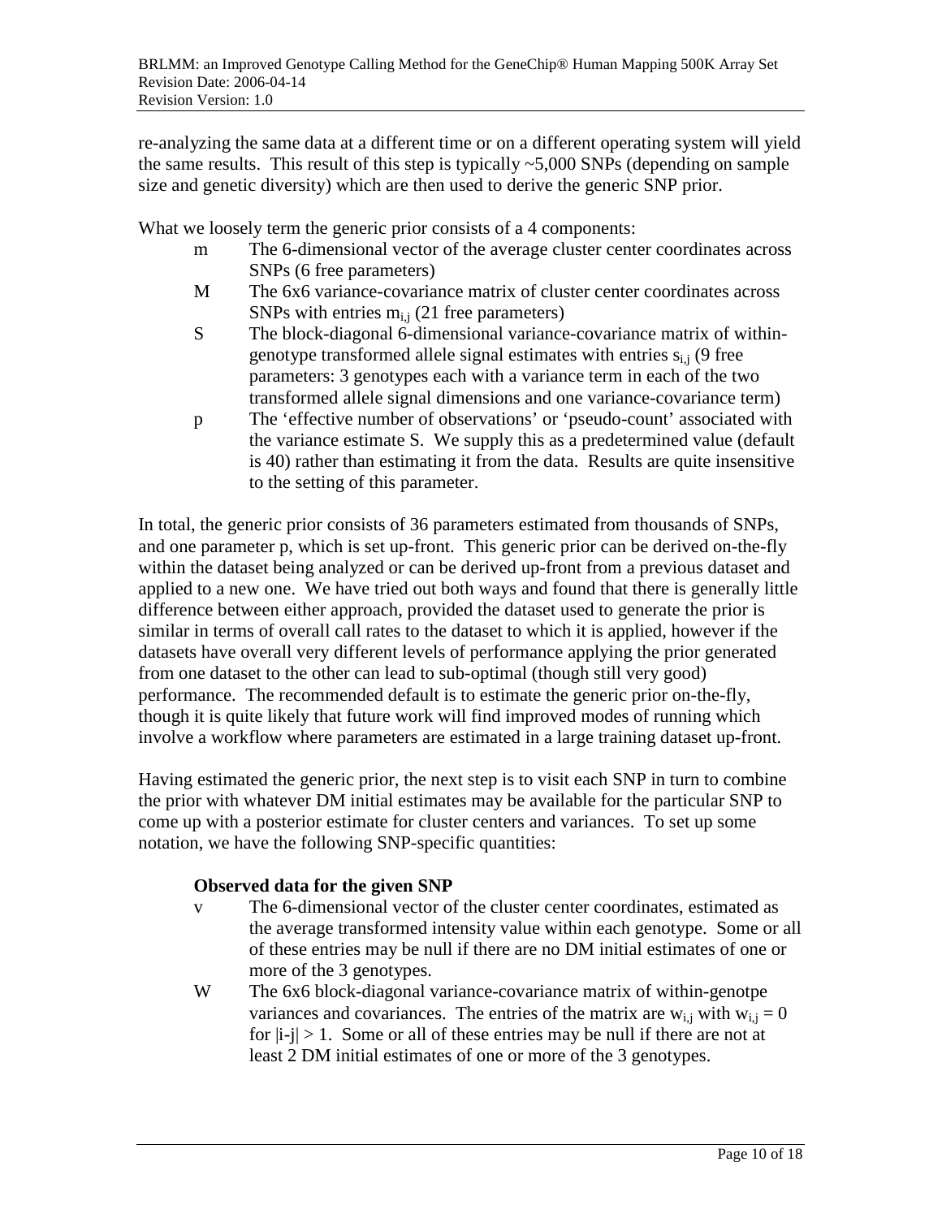re-analyzing the same data at a different time or on a different operating system will yield the same results. This result of this step is typically ~5,000 SNPs (depending on sample size and genetic diversity) which are then used to derive the generic SNP prior.

What we loosely term the generic prior consists of a 4 components:

- m The 6-dimensional vector of the average cluster center coordinates across SNPs (6 free parameters)
- M The 6x6 variance-covariance matrix of cluster center coordinates across SNPs with entries $m_{i,j}$ (21 free parameters)
- S The block-diagonal 6-dimensional variance-covariance matrix of within-genotype transformed allele signal estimates with entries $s_{i,j}$ (9 free parameters: 3 genotypes each with a variance term in each of the two transformed allele signal dimensions and one variance-covariance term)
- p The 'effective number of observations' or 'pseudo-count' associated with the variance estimate S. We supply this as a predetermined value (default is 40) rather than estimating it from the data. Results are quite insensitive to the setting of this parameter.

In total, the generic prior consists of 36 parameters estimated from thousands of SNPs, and one parameter p, which is set up-front. This generic prior can be derived on-the-fly within the dataset being analyzed or can be derived up-front from a previous dataset and applied to a new one. We have tried out both ways and found that there is generally little difference between either approach, provided the dataset used to generate the prior is similar in terms of overall call rates to the dataset to which it is applied, however if the datasets have overall very different levels of performance applying the prior generated from one dataset to the other can lead to sub-optimal (though still very good) performance. The recommended default is to estimate the generic prior on-the-fly, though it is quite likely that future work will find improved modes of running which involve a workflow where parameters are estimated in a large training dataset up-front.

Having estimated the generic prior, the next step is to visit each SNP in turn to combine the prior with whatever DM initial estimates may be available for the particular SNP to come up with a posterior estimate for cluster centers and variances. To set up some notation, we have the following SNP-specific quantities:

**Observed data for the given SNP**

- v The 6-dimensional vector of the cluster center coordinates, estimated as the average transformed intensity value within each genotype. Some or all of these entries may be null if there are no DM initial estimates of one or more of the 3 genotypes.
- W The 6x6 block-diagonal variance-covariance matrix of within-genotpe variances and covariances. The entries of the matrix are $w_{i,j}$ with $w_{i,j} = 0$ for $|i-j| > 1$. Some or all of these entries may be null if there are not at least 2 DM initial estimates of one or more of the 3 genotypes.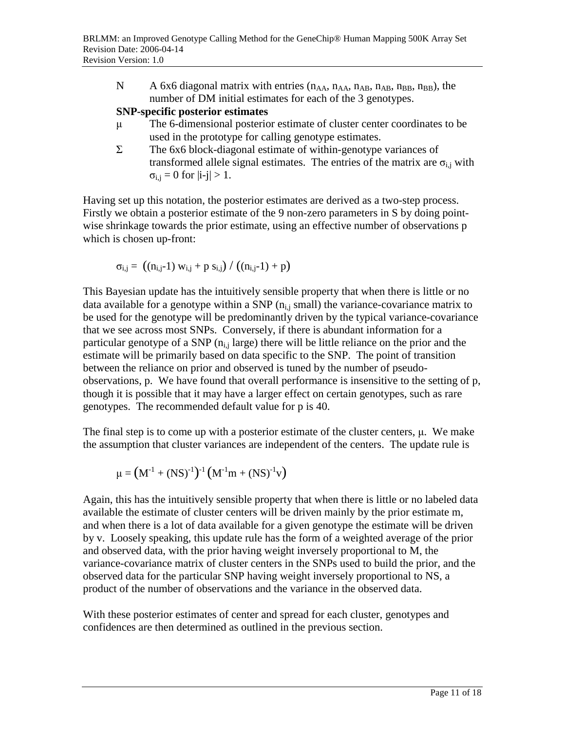N A 6x6 diagonal matrix with entries ($n_{AA}$, $n_{AA}$, $n_{AB}$, $n_{AB}$, $n_{BB}$, $n_{BB}$), the number of DM initial estimates for each of the 3 genotypes.

**SNP-specific posterior estimates**

$\mu$ The 6-dimensional posterior estimate of cluster center coordinates to be used in the prototype for calling genotype estimates.

$\Sigma$ The 6x6 block-diagonal estimate of within-genotype variances of transformed allele signal estimates. The entries of the matrix are $\sigma_{i,j}$ with $\sigma_{i,j} = 0$ for $|i-j| > 1$.

Having set up this notation, the posterior estimates are derived as a two-step process. Firstly we obtain a posterior estimate of the 9 non-zero parameters in S by doing point-wise shrinkage towards the prior estimate, using an effective number of observations p which is chosen up-front:

$$\sigma_{i,j} = \left((n_{i,j}-1)\, w_{i,j} + p\, s_{i,j}\right) / \left((n_{i,j}-1) + p\right)$$

This Bayesian update has the intuitively sensible property that when there is little or no data available for a genotype within a SNP ($n_{i,j}$ small) the variance-covariance matrix to be used for the genotype will be predominantly driven by the typical variance-covariance that we see across most SNPs. Conversely, if there is abundant information for a particular genotype of a SNP ($n_{i,j}$ large) there will be little reliance on the prior and the estimate will be primarily based on data specific to the SNP. The point of transition between the reliance on prior and observed is tuned by the number of pseudo-observations, p. We have found that overall performance is insensitive to the setting of p, though it is possible that it may have a larger effect on certain genotypes, such as rare genotypes. The recommended default value for p is 40.

The final step is to come up with a posterior estimate of the cluster centers, $\mu$. We make the assumption that cluster variances are independent of the centers. The update rule is

$$\mu = \left(M^{-1} + (NS)^{-1}\right)^{-1} \left(M^{-1}m + (NS)^{-1}v\right)$$

Again, this has the intuitively sensible property that when there is little or no labeled data available the estimate of cluster centers will be driven mainly by the prior estimate m, and when there is a lot of data available for a given genotype the estimate will be driven by v. Loosely speaking, this update rule has the form of a weighted average of the prior and observed data, with the prior having weight inversely proportional to M, the variance-covariance matrix of cluster centers in the SNPs used to build the prior, and the observed data for the particular SNP having weight inversely proportional to NS, a product of the number of observations and the variance in the observed data.

With these posterior estimates of center and spread for each cluster, genotypes and confidences are then determined as outlined in the previous section.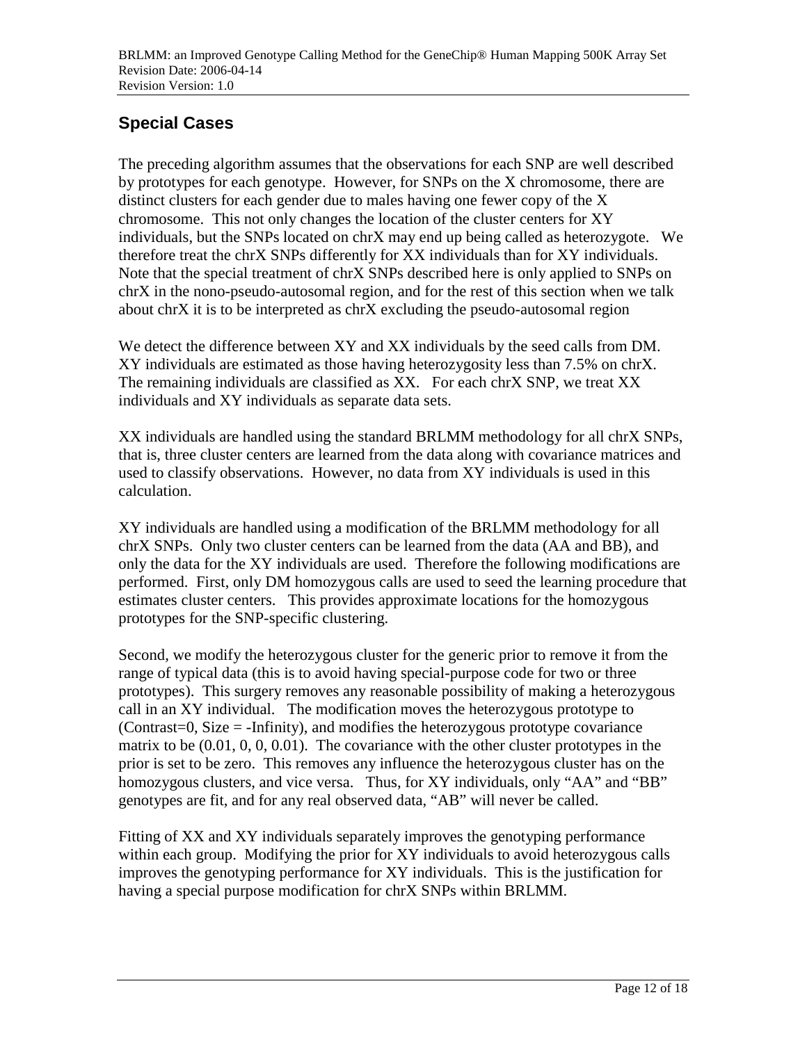## Special Cases

The preceding algorithm assumes that the observations for each SNP are well described by prototypes for each genotype. However, for SNPs on the X chromosome, there are distinct clusters for each gender due to males having one fewer copy of the X chromosome. This not only changes the location of the cluster centers for XY individuals, but the SNPs located on chrX may end up being called as heterozygote. We therefore treat the chrX SNPs differently for XX individuals than for XY individuals. Note that the special treatment of chrX SNPs described here is only applied to SNPs on chrX in the nono-pseudo-autosomal region, and for the rest of this section when we talk about chrX it is to be interpreted as chrX excluding the pseudo-autosomal region

We detect the difference between XY and XX individuals by the seed calls from DM. XY individuals are estimated as those having heterozygosity less than 7.5% on chrX. The remaining individuals are classified as XX. For each chrX SNP, we treat XX individuals and XY individuals as separate data sets.

XX individuals are handled using the standard BRLMM methodology for all chrX SNPs, that is, three cluster centers are learned from the data along with covariance matrices and used to classify observations. However, no data from XY individuals is used in this calculation.

XY individuals are handled using a modification of the BRLMM methodology for all chrX SNPs. Only two cluster centers can be learned from the data (AA and BB), and only the data for the XY individuals are used. Therefore the following modifications are performed. First, only DM homozygous calls are used to seed the learning procedure that estimates cluster centers. This provides approximate locations for the homozygous prototypes for the SNP-specific clustering.

Second, we modify the heterozygous cluster for the generic prior to remove it from the range of typical data (this is to avoid having special-purpose code for two or three prototypes). This surgery removes any reasonable possibility of making a heterozygous call in an XY individual. The modification moves the heterozygous prototype to (Contrast=0, Size = -Infinity), and modifies the heterozygous prototype covariance matrix to be (0.01, 0, 0, 0.01). The covariance with the other cluster prototypes in the prior is set to be zero. This removes any influence the heterozygous cluster has on the homozygous clusters, and vice versa. Thus, for XY individuals, only "AA" and "BB" genotypes are fit, and for any real observed data, "AB" will never be called.

Fitting of XX and XY individuals separately improves the genotyping performance within each group. Modifying the prior for XY individuals to avoid heterozygous calls improves the genotyping performance for XY individuals. This is the justification for having a special purpose modification for chrX SNPs within BRLMM.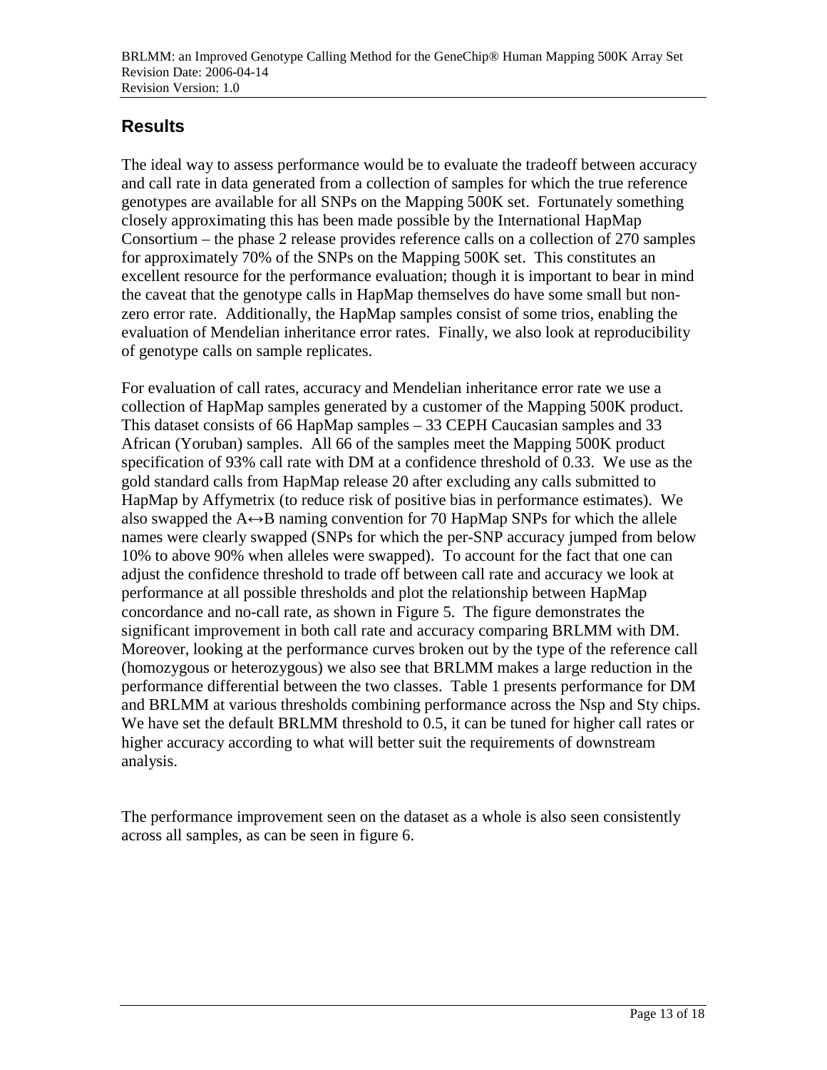## Results

The ideal way to assess performance would be to evaluate the tradeoff between accuracy and call rate in data generated from a collection of samples for which the true reference genotypes are available for all SNPs on the Mapping 500K set. Fortunately something closely approximating this has been made possible by the International HapMap Consortium – the phase 2 release provides reference calls on a collection of 270 samples for approximately 70% of the SNPs on the Mapping 500K set. This constitutes an excellent resource for the performance evaluation; though it is important to bear in mind the caveat that the genotype calls in HapMap themselves do have some small but non-zero error rate. Additionally, the HapMap samples consist of some trios, enabling the evaluation of Mendelian inheritance error rates. Finally, we also look at reproducibility of genotype calls on sample replicates.

For evaluation of call rates, accuracy and Mendelian inheritance error rate we use a collection of HapMap samples generated by a customer of the Mapping 500K product. This dataset consists of 66 HapMap samples – 33 CEPH Caucasian samples and 33 African (Yoruban) samples. All 66 of the samples meet the Mapping 500K product specification of 93% call rate with DM at a confidence threshold of 0.33. We use as the gold standard calls from HapMap release 20 after excluding any calls submitted to HapMap by Affymetrix (to reduce risk of positive bias in performance estimates). We also swapped the A↔B naming convention for 70 HapMap SNPs for which the allele names were clearly swapped (SNPs for which the per-SNP accuracy jumped from below 10% to above 90% when alleles were swapped). To account for the fact that one can adjust the confidence threshold to trade off between call rate and accuracy we look at performance at all possible thresholds and plot the relationship between HapMap concordance and no-call rate, as shown in Figure 5. The figure demonstrates the significant improvement in both call rate and accuracy comparing BRLMM with DM. Moreover, looking at the performance curves broken out by the type of the reference call (homozygous or heterozygous) we also see that BRLMM makes a large reduction in the performance differential between the two classes. Table 1 presents performance for DM and BRLMM at various thresholds combining performance across the Nsp and Sty chips. We have set the default BRLMM threshold to 0.5, it can be tuned for higher call rates or higher accuracy according to what will better suit the requirements of downstream analysis.

The performance improvement seen on the dataset as a whole is also seen consistently across all samples, as can be seen in figure 6.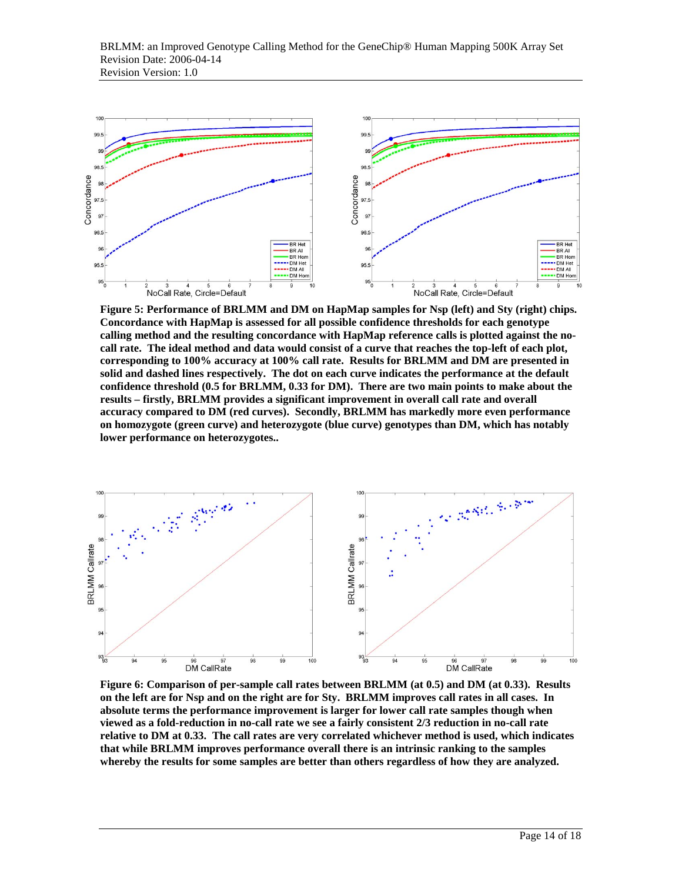**Figure 5: Performance of BRLMM and DM on HapMap samples for Nsp (left) and Sty (right) chips. Concordance with HapMap is assessed for all possible confidence thresholds for each genotype calling method and the resulting concordance with HapMap reference calls is plotted against the no-call rate. The ideal method and data would consist of a curve that reaches the top-left of each plot, corresponding to 100% accuracy at 100% call rate. Results for BRLMM and DM are presented in solid and dashed lines respectively. The dot on each curve indicates the performance at the default confidence threshold (0.5 for BRLMM, 0.33 for DM). There are two main points to make about the results – firstly, BRLMM provides a significant improvement in overall call rate and overall accuracy compared to DM (red curves). Secondly, BRLMM has markedly more even performance on homozygote (green curve) and heterozygote (blue curve) genotypes than DM, which has notably lower performance on heterozygotes..**

**Figure 6: Comparison of per-sample call rates between BRLMM (at 0.5) and DM (at 0.33). Results on the left are for Nsp and on the right are for Sty. BRLMM improves call rates in all cases. In absolute terms the performance improvement is larger for lower call rate samples though when viewed as a fold-reduction in no-call rate we see a fairly consistent 2/3 reduction in no-call rate relative to DM at 0.33. The call rates are very correlated whichever method is used, which indicates that while BRLMM improves performance overall there is an intrinsic ranking to the samples whereby the results for some samples are better than others regardless of how they are analyzed.**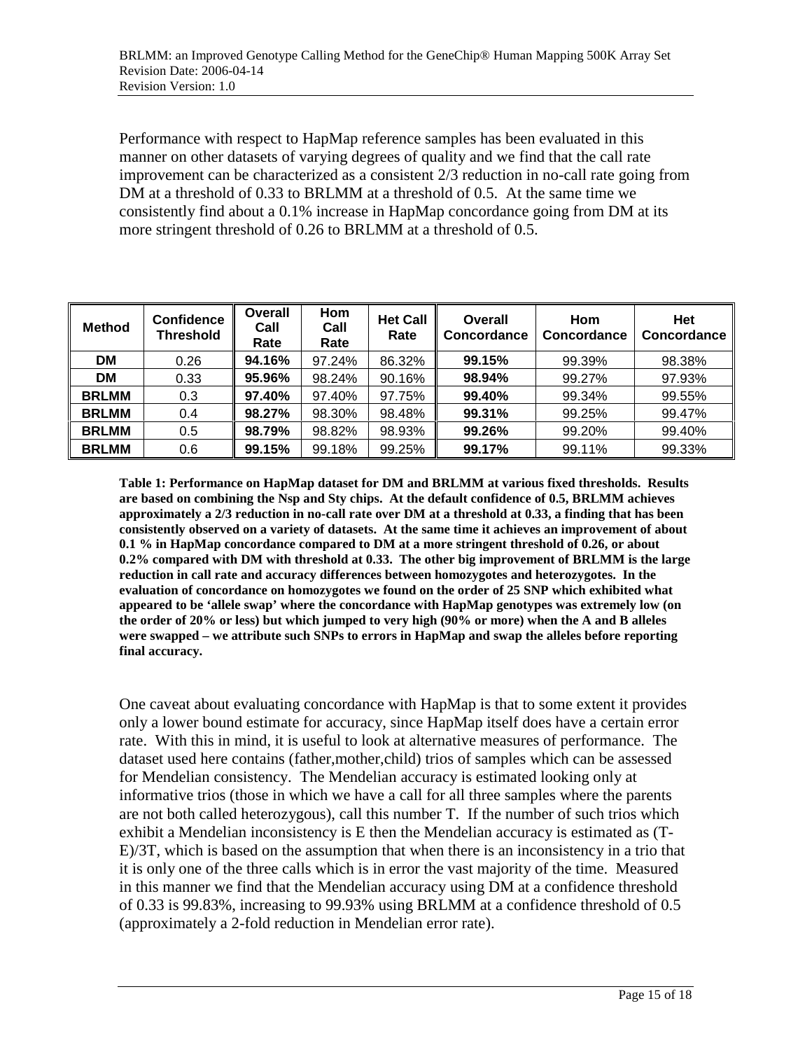Performance with respect to HapMap reference samples has been evaluated in this manner on other datasets of varying degrees of quality and we find that the call rate improvement can be characterized as a consistent 2/3 reduction in no-call rate going from DM at a threshold of 0.33 to BRLMM at a threshold of 0.5. At the same time we consistently find about a 0.1% increase in HapMap concordance going from DM at its more stringent threshold of 0.26 to BRLMM at a threshold of 0.5.

| Method | Confidence Threshold | Overall Call Rate | Hom Call Rate | Het Call Rate | Overall Concordance | Hom Concordance | Het Concordance |
|---|---|---|---|---|---|---|---|
| **DM** | 0.26 | **94.16%** | 97.24% | 86.32% | **99.15%** | 99.39% | 98.38% |
| **DM** | 0.33 | **95.96%** | 98.24% | 90.16% | **98.94%** | 99.27% | 97.93% |
| **BRLMM** | 0.3 | **97.40%** | 97.40% | 97.75% | **99.40%** | 99.34% | 99.55% |
| **BRLMM** | 0.4 | **98.27%** | 98.30% | 98.48% | **99.31%** | 99.25% | 99.47% |
| **BRLMM** | 0.5 | **98.79%** | 98.82% | 98.93% | **99.26%** | 99.20% | 99.40% |
| **BRLMM** | 0.6 | **99.15%** | 99.18% | 99.25% | **99.17%** | 99.11% | 99.33% |

**Table 1: Performance on HapMap dataset for DM and BRLMM at various fixed thresholds. Results are based on combining the Nsp and Sty chips. At the default confidence of 0.5, BRLMM achieves approximately a 2/3 reduction in no-call rate over DM at a threshold at 0.33, a finding that has been consistently observed on a variety of datasets. At the same time it achieves an improvement of about 0.1 % in HapMap concordance compared to DM at a more stringent threshold of 0.26, or about 0.2% compared with DM with threshold at 0.33. The other big improvement of BRLMM is the large reduction in call rate and accuracy differences between homozygotes and heterozygotes. In the evaluation of concordance on homozygotes we found on the order of 25 SNP which exhibited what appeared to be 'allele swap' where the concordance with HapMap genotypes was extremely low (on the order of 20% or less) but which jumped to very high (90% or more) when the A and B alleles were swapped – we attribute such SNPs to errors in HapMap and swap the alleles before reporting final accuracy.**

One caveat about evaluating concordance with HapMap is that to some extent it provides only a lower bound estimate for accuracy, since HapMap itself does have a certain error rate. With this in mind, it is useful to look at alternative measures of performance. The dataset used here contains (father,mother,child) trios of samples which can be assessed for Mendelian consistency. The Mendelian accuracy is estimated looking only at informative trios (those in which we have a call for all three samples where the parents are not both called heterozygous), call this number T. If the number of such trios which exhibit a Mendelian inconsistency is E then the Mendelian accuracy is estimated as (T-E)/3T, which is based on the assumption that when there is an inconsistency in a trio that it is only one of the three calls which is in error the vast majority of the time. Measured in this manner we find that the Mendelian accuracy using DM at a confidence threshold of 0.33 is 99.83%, increasing to 99.93% using BRLMM at a confidence threshold of 0.5 (approximately a 2-fold reduction in Mendelian error rate).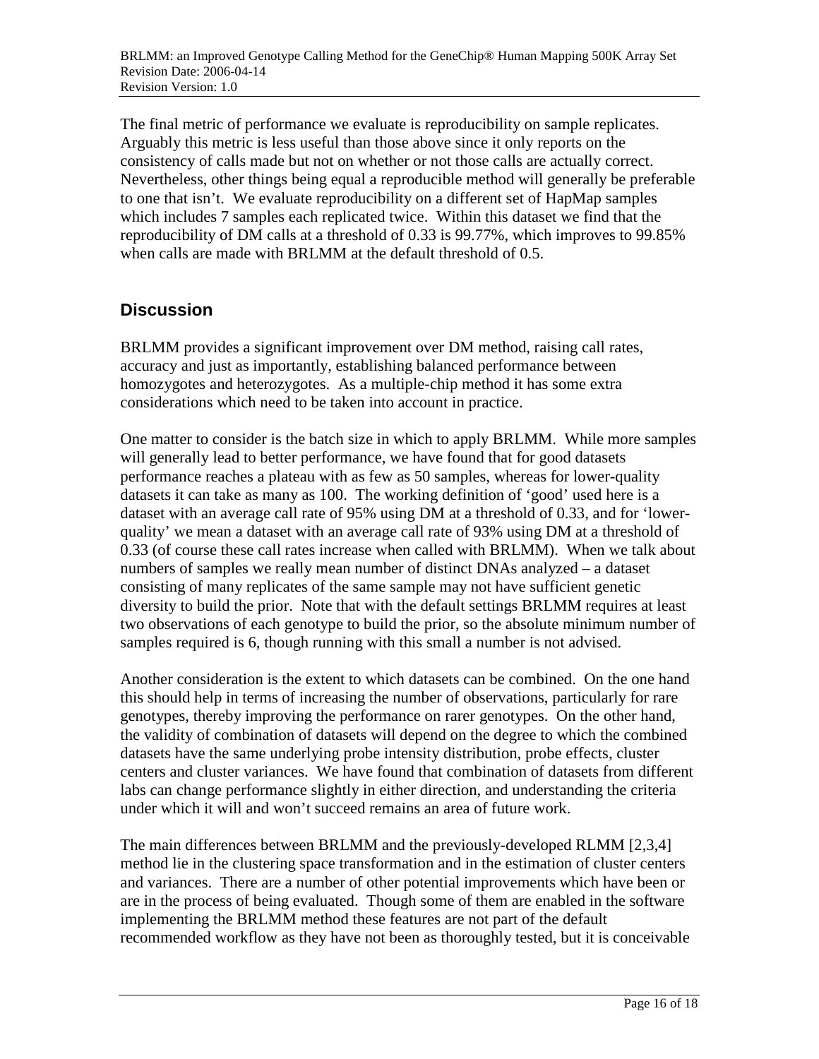The final metric of performance we evaluate is reproducibility on sample replicates. Arguably this metric is less useful than those above since it only reports on the consistency of calls made but not on whether or not those calls are actually correct. Nevertheless, other things being equal a reproducible method will generally be preferable to one that isn't. We evaluate reproducibility on a different set of HapMap samples which includes 7 samples each replicated twice. Within this dataset we find that the reproducibility of DM calls at a threshold of 0.33 is 99.77%, which improves to 99.85% when calls are made with BRLMM at the default threshold of 0.5.

## Discussion

BRLMM provides a significant improvement over DM method, raising call rates, accuracy and just as importantly, establishing balanced performance between homozygotes and heterozygotes. As a multiple-chip method it has some extra considerations which need to be taken into account in practice.

One matter to consider is the batch size in which to apply BRLMM. While more samples will generally lead to better performance, we have found that for good datasets performance reaches a plateau with as few as 50 samples, whereas for lower-quality datasets it can take as many as 100. The working definition of 'good' used here is a dataset with an average call rate of 95% using DM at a threshold of 0.33, and for 'lower-quality' we mean a dataset with an average call rate of 93% using DM at a threshold of 0.33 (of course these call rates increase when called with BRLMM). When we talk about numbers of samples we really mean number of distinct DNAs analyzed – a dataset consisting of many replicates of the same sample may not have sufficient genetic diversity to build the prior. Note that with the default settings BRLMM requires at least two observations of each genotype to build the prior, so the absolute minimum number of samples required is 6, though running with this small a number is not advised.

Another consideration is the extent to which datasets can be combined. On the one hand this should help in terms of increasing the number of observations, particularly for rare genotypes, thereby improving the performance on rarer genotypes. On the other hand, the validity of combination of datasets will depend on the degree to which the combined datasets have the same underlying probe intensity distribution, probe effects, cluster centers and cluster variances. We have found that combination of datasets from different labs can change performance slightly in either direction, and understanding the criteria under which it will and won't succeed remains an area of future work.

The main differences between BRLMM and the previously-developed RLMM [2,3,4] method lie in the clustering space transformation and in the estimation of cluster centers and variances. There are a number of other potential improvements which have been or are in the process of being evaluated. Though some of them are enabled in the software implementing the BRLMM method these features are not part of the default recommended workflow as they have not been as thoroughly tested, but it is conceivable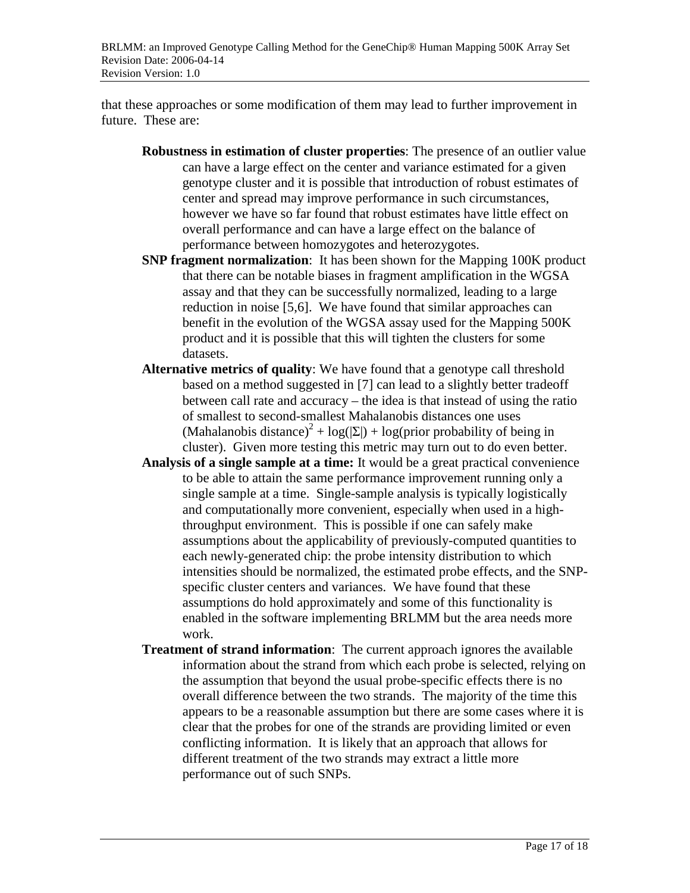that these approaches or some modification of them may lead to further improvement in future. These are:

**Robustness in estimation of cluster properties**: The presence of an outlier value can have a large effect on the center and variance estimated for a given genotype cluster and it is possible that introduction of robust estimates of center and spread may improve performance in such circumstances, however we have so far found that robust estimates have little effect on overall performance and can have a large effect on the balance of performance between homozygotes and heterozygotes.

**SNP fragment normalization**: It has been shown for the Mapping 100K product that there can be notable biases in fragment amplification in the WGSA assay and that they can be successfully normalized, leading to a large reduction in noise [5,6]. We have found that similar approaches can benefit in the evolution of the WGSA assay used for the Mapping 500K product and it is possible that this will tighten the clusters for some datasets.

**Alternative metrics of quality**: We have found that a genotype call threshold based on a method suggested in [7] can lead to a slightly better tradeoff between call rate and accuracy – the idea is that instead of using the ratio of smallest to second-smallest Mahalanobis distances one uses $(\text{Mahalanobis distance})^2 + \log(|\Sigma|) + \log(\text{prior probability of being in cluster})$. Given more testing this metric may turn out to do even better.

**Analysis of a single sample at a time:** It would be a great practical convenience to be able to attain the same performance improvement running only a single sample at a time. Single-sample analysis is typically logistically and computationally more convenient, especially when used in a high-throughput environment. This is possible if one can safely make assumptions about the applicability of previously-computed quantities to each newly-generated chip: the probe intensity distribution to which intensities should be normalized, the estimated probe effects, and the SNP-specific cluster centers and variances. We have found that these assumptions do hold approximately and some of this functionality is enabled in the software implementing BRLMM but the area needs more work.

**Treatment of strand information**: The current approach ignores the available information about the strand from which each probe is selected, relying on the assumption that beyond the usual probe-specific effects there is no overall difference between the two strands. The majority of the time this appears to be a reasonable assumption but there are some cases where it is clear that the probes for one of the strands are providing limited or even conflicting information. It is likely that an approach that allows for different treatment of the two strands may extract a little more performance out of such SNPs.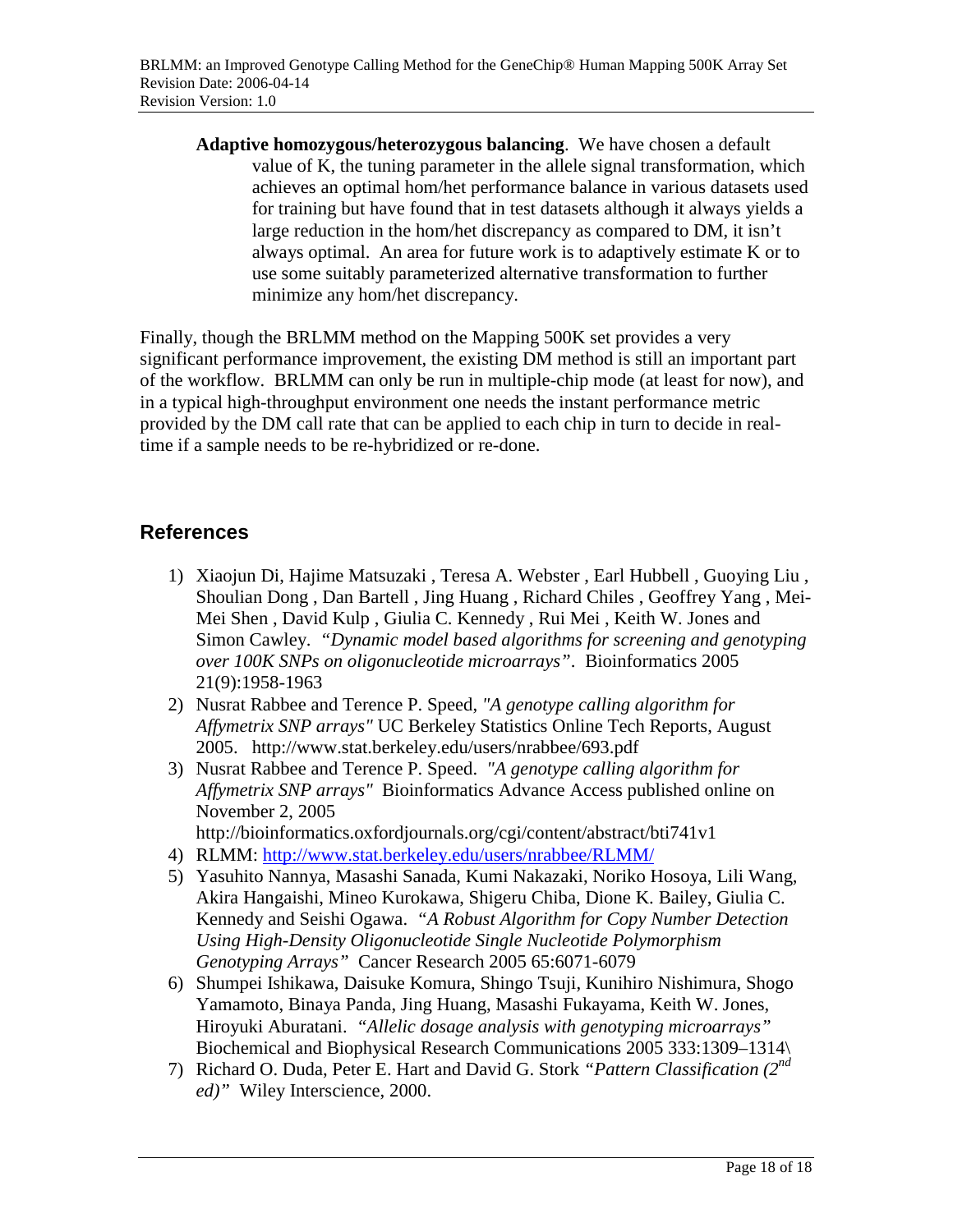**Adaptive homozygous/heterozygous balancing**. We have chosen a default value of K, the tuning parameter in the allele signal transformation, which achieves an optimal hom/het performance balance in various datasets used for training but have found that in test datasets although it always yields a large reduction in the hom/het discrepancy as compared to DM, it isn't always optimal. An area for future work is to adaptively estimate K or to use some suitably parameterized alternative transformation to further minimize any hom/het discrepancy.

Finally, though the BRLMM method on the Mapping 500K set provides a very significant performance improvement, the existing DM method is still an important part of the workflow. BRLMM can only be run in multiple-chip mode (at least for now), and in a typical high-throughput environment one needs the instant performance metric provided by the DM call rate that can be applied to each chip in turn to decide in real-time if a sample needs to be re-hybridized or re-done.

## References

1) Xiaojun Di, Hajime Matsuzaki , Teresa A. Webster , Earl Hubbell , Guoying Liu , Shoulian Dong , Dan Bartell , Jing Huang , Richard Chiles , Geoffrey Yang , Mei-Mei Shen , David Kulp , Giulia C. Kennedy , Rui Mei , Keith W. Jones and Simon Cawley. *"Dynamic model based algorithms for screening and genotyping over 100K SNPs on oligonucleotide microarrays"*. Bioinformatics 2005 21(9):1958-1963
2) Nusrat Rabbee and Terence P. Speed, *"A genotype calling algorithm for Affymetrix SNP arrays"* UC Berkeley Statistics Online Tech Reports, August 2005. http://www.stat.berkeley.edu/users/nrabbee/693.pdf
3) Nusrat Rabbee and Terence P. Speed. *"A genotype calling algorithm for Affymetrix SNP arrays"* Bioinformatics Advance Access published online on November 2, 2005 http://bioinformatics.oxfordjournals.org/cgi/content/abstract/bti741v1
4) RLMM: http://www.stat.berkeley.edu/users/nrabbee/RLMM/
5) Yasuhito Nannya, Masashi Sanada, Kumi Nakazaki, Noriko Hosoya, Lili Wang, Akira Hangaishi, Mineo Kurokawa, Shigeru Chiba, Dione K. Bailey, Giulia C. Kennedy and Seishi Ogawa. *"A Robust Algorithm for Copy Number Detection Using High-Density Oligonucleotide Single Nucleotide Polymorphism Genotyping Arrays"* Cancer Research 2005 65:6071-6079
6) Shumpei Ishikawa, Daisuke Komura, Shingo Tsuji, Kunihiro Nishimura, Shogo Yamamoto, Binaya Panda, Jing Huang, Masashi Fukayama, Keith W. Jones, Hiroyuki Aburatani. *"Allelic dosage analysis with genotyping microarrays"* Biochemical and Biophysical Research Communications 2005 333:1309–1314\
7) Richard O. Duda, Peter E. Hart and David G. Stork *"Pattern Classification (2nd ed)"* Wiley Interscience, 2000.